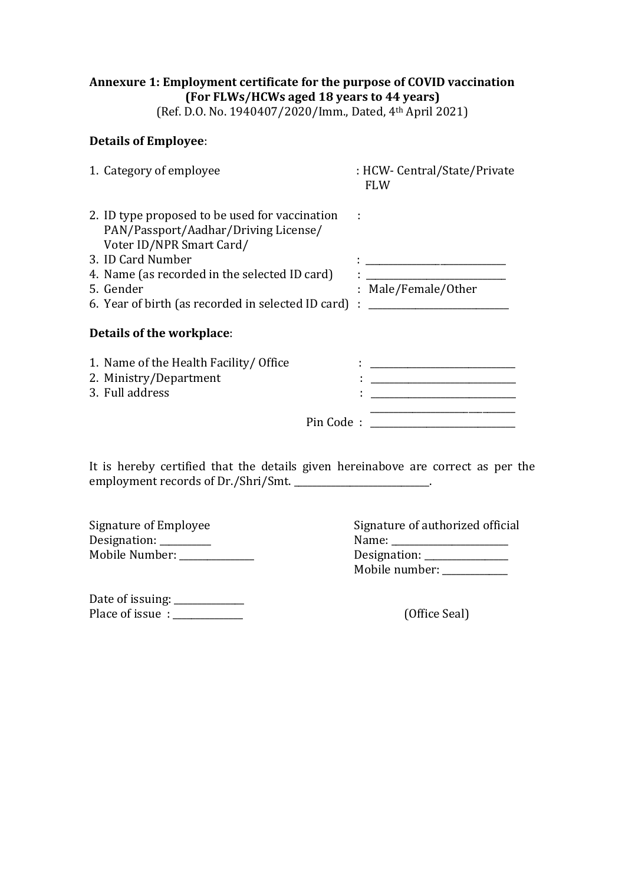**Annexure 1: Employment certificate for the purpose of COVID vaccination**
**(For FLWs/HCWs aged 18 years to 44 years)**
(Ref. D.O. No. 1940407/2020/Imm., Dated, 4th April 2021)

**Details of Employee**:

1. Category of employee : HCW- Central/State/Private
   FLW
2. ID type proposed to be used for vaccination :
   PAN/Passport/Aadhar/Driving License/
   Voter ID/NPR Smart Card/
3. ID Card Number : ____________________________
4. Name (as recorded in the selected ID card) : ____________________________
5. Gender : Male/Female/Other
6. Year of birth (as recorded in selected ID card) : ____________________________

**Details of the workplace**:

1. Name of the Health Facility/ Office : ____________________________
2. Ministry/Department : ____________________________
3. Full address : ____________________________
   ____________________________
   Pin Code : ____________________________

It is hereby certified that the details given hereinabove are correct as per the employment records of Dr./Shri/Smt. ____________________________.

Signature of Employee
Designation: __________
Mobile Number: _______________

Signature of authorized official
Name: ________________________
Designation: _________________
Mobile number: _____________

Date of issuing: ______________
Place of issue : ______________

(Office Seal)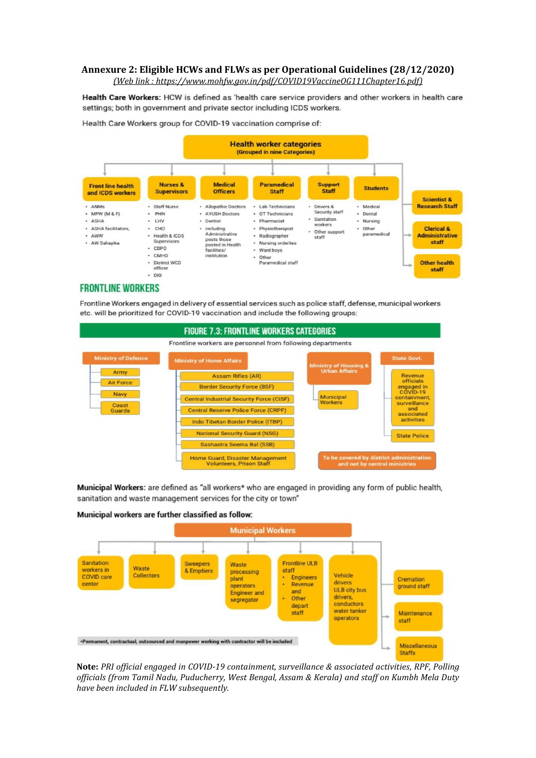# Annexure 2: Eligible HCWs and FLWs as per Operational Guidelines (28/12/2020)

*(Web link : https://www.mohfw.gov.in/pdf/COVID19VaccineOG111Chapter16.pdf)*

**Health Care Workers:** HCW is defined as 'health care service providers and other workers in health care settings; both in government and private sector including ICDS workers.

Health Care Workers group for COVID-19 vaccination comprise of:

**Health worker categories**
(Grouped in nine Categories)

**Front line health and ICDS workers**
- ANMs
- MPW (M & F)
- ASHA
- ASHA facilitators,
- AWW
- AW Sahayika

**Nurses & Supervisors**
- Staff Nurse
- PHN
- LHV
- CHO
- Health & ICDS Supervisors
- CDPO
- CMHO
- District WCD officer
- DIO

**Medical Officers**
- Allopathic Doctors
- AYUSH Doctors
- Dentist
- including Administrative posts those posted in Health facilities/ institution

**Paramedical Staff**
- Lab Technicians
- OT Technicians
- Pharmacist
- Physiotherapist
- Radiographer
- Nursing orderlies
- Ward boys
- Other Paramedical staff

**Support Staff**
- Drivers & Security staff
- Sanitation workers
- Other support staff

**Students**
- Medical
- Dental
- Nursing
- Other paramedical

**Scientist & Research Staff**

**Clerical & Administrative staff**

**Other health staff**

## FRONTLINE WORKERS

Frontline Workers engaged in delivery of essential services such as police staff, defense, municipal workers etc. will be prioritized for COVID-19 vaccination and include the following groups:

**FIGURE 7.3: FRONTLINE WORKERS CATEGORIES**

Frontline workers are personnel from following departments

**Ministry of Defence**
- Army
- Air Force
- Navy
- Coast Guards

**Ministry of Home Affairs**
- Assam Rifles (AR)
- Border Security Force (BSF)
- Central Industrial Security Force (CISF)
- Central Reserve Police Force (CRPF)
- Indo Tibetan Border Police (ITBP)
- National Security Guard (NSG)
- Sashastra Seema Bal (SSB)
- Home Guard, Disaster Management Volunteers, Prison Staff

**Ministry of Housing & Urban Affairs**
- Municipal Workers

**State Govt.**
- Revenue officials engaged in COVID-19 containment, surveillance and associated activities
- State Police

To be covered by district administration and not by central ministries

**Municipal Workers**: are defined as "all workers* who are engaged in providing any form of public health, sanitation and waste management services for the city or town"

**Municipal workers are further classified as follow:**

**Municipal Workers**
- Sanitation workers in COVID care center
- Waste Collectors
- Sweepers & Emptiers
- Waste processing plant operators Engineer and segregator
- Frontline ULB staff
  - Engineers
  - Revenue and
  - Other depart staff
- Vehicle drivers ULB city bus drivers, conductors water tanker operators
- Cremation ground staff
- Maintenance staff
- Miscellaneous Staffs

*Permanent, contractual, outsourced and manpower working with contractor will be included

**Note:** *PRI official engaged in COVID-19 containment, surveillance & associated activities, RPF, Polling officials (from Tamil Nadu, Puducherry, West Bengal, Assam & Kerala) and staff on Kumbh Mela Duty have been included in FLW subsequently.*